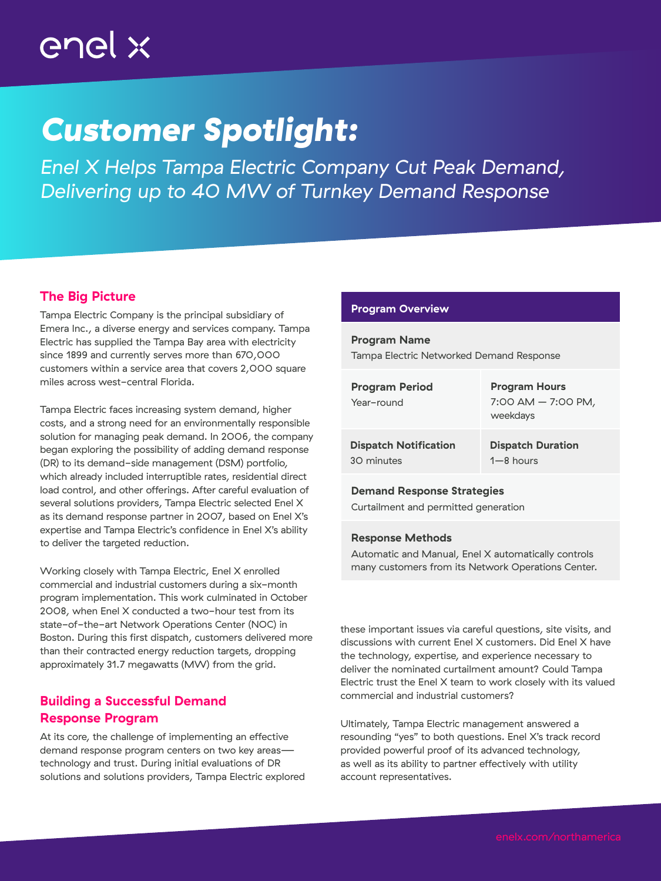enel x

# Customer Spotlight:

*Enel X Helps Tampa Electric Company Cut Peak Demand, Delivering up to 40 MW of Turnkey Demand Response*

## The Big Picture

Tampa Electric Company is the principal subsidiary of Emera Inc., a diverse energy and services company. Tampa Electric has supplied the Tampa Bay area with electricity since 1899 and currently serves more than 670,000 customers within a service area that covers 2,000 square miles across west-central Florida.

Tampa Electric faces increasing system demand, higher costs, and a strong need for an environmentally responsible solution for managing peak demand. In 2006, the company began exploring the possibility of adding demand response (DR) to its demand-side management (DSM) portfolio, which already included interruptible rates, residential direct load control, and other offerings. After careful evaluation of several solutions providers, Tampa Electric selected Enel X as its demand response partner in 2007, based on Enel X's expertise and Tampa Electric's confidence in Enel X's ability to deliver the targeted reduction.

Working closely with Tampa Electric, Enel X enrolled commercial and industrial customers during a six-month program implementation. This work culminated in October 2008, when Enel X conducted a two-hour test from its state-of-the-art Network Operations Center (NOC) in Boston. During this first dispatch, customers delivered more than their contracted energy reduction targets, dropping approximately 31.7 megawatts (MW) from the grid.

## Building a Successful Demand Response Program

At its core, the challenge of implementing an effective demand response program centers on two key areas—technology and trust. During initial evaluations of DR solutions and solutions providers, Tampa Electric explored these important issues via careful questions, site visits, and discussions with current Enel X customers. Did Enel X have the technology, expertise, and experience necessary to deliver the nominated curtailment amount? Could Tampa Electric trust the Enel X team to work closely with its valued commercial and industrial customers?

Ultimately, Tampa Electric management answered a resounding "yes" to both questions. Enel X's track record provided powerful proof of its advanced technology, as well as its ability to partner effectively with utility account representatives.

| Program Overview | |
|---|---|
| **Program Name**<br>Tampa Electric Networked Demand Response | |
| **Program Period**<br>Year-round | **Program Hours**<br>7:00 AM — 7:00 PM, weekdays |
| **Dispatch Notification**<br>30 minutes | **Dispatch Duration**<br>1—8 hours |
| **Demand Response Strategies**<br>Curtailment and permitted generation | |
| **Response Methods**<br>Automatic and Manual, Enel X automatically controls many customers from its Network Operations Center. | |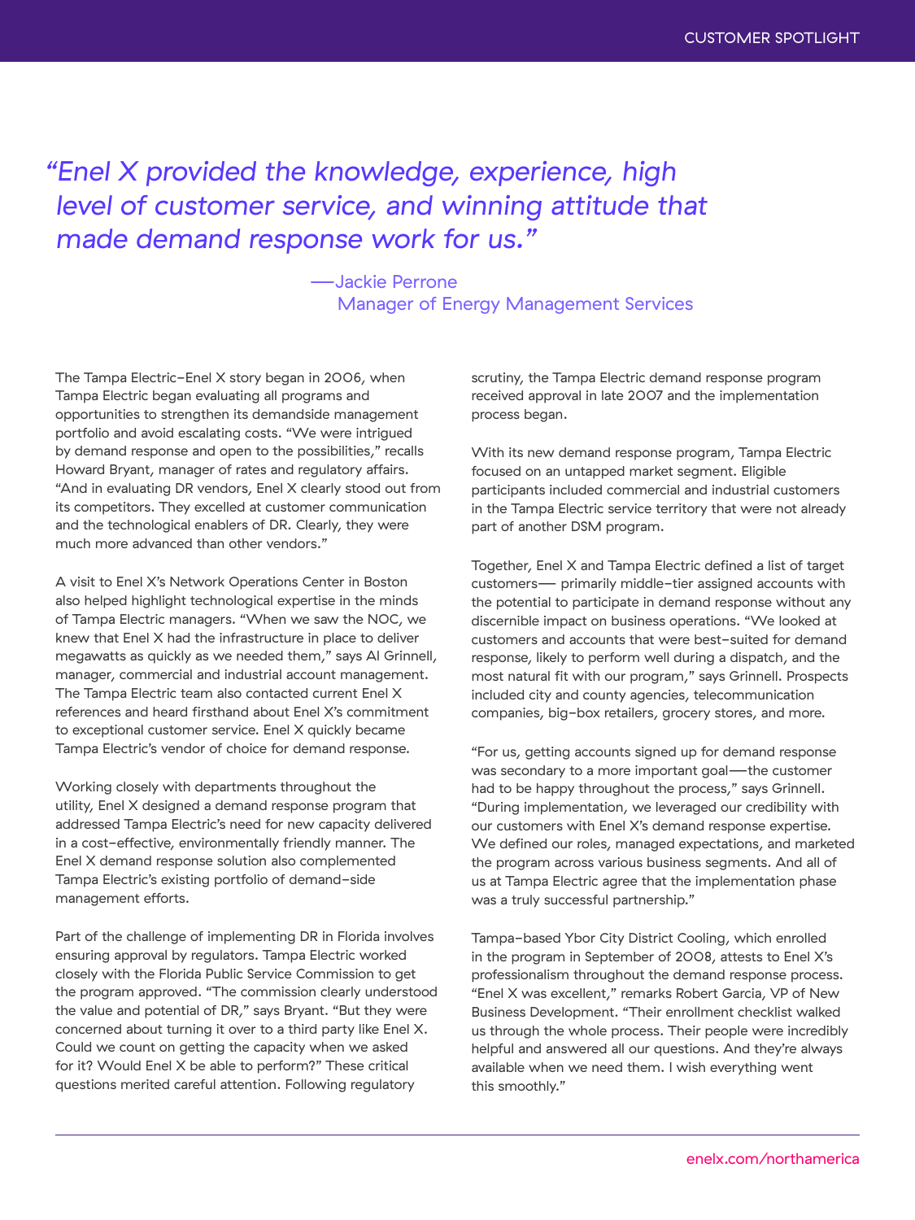> *"Enel X provided the knowledge, experience, high level of customer service, and winning attitude that made demand response work for us."*
>
> —Jackie Perrone
> Manager of Energy Management Services

The Tampa Electric–Enel X story began in 2006, when Tampa Electric began evaluating all programs and opportunities to strengthen its demandside management portfolio and avoid escalating costs. "We were intrigued by demand response and open to the possibilities," recalls Howard Bryant, manager of rates and regulatory affairs. "And in evaluating DR vendors, Enel X clearly stood out from its competitors. They excelled at customer communication and the technological enablers of DR. Clearly, they were much more advanced than other vendors."

A visit to Enel X's Network Operations Center in Boston also helped highlight technological expertise in the minds of Tampa Electric managers. "When we saw the NOC, we knew that Enel X had the infrastructure in place to deliver megawatts as quickly as we needed them," says Al Grinnell, manager, commercial and industrial account management. The Tampa Electric team also contacted current Enel X references and heard firsthand about Enel X's commitment to exceptional customer service. Enel X quickly became Tampa Electric's vendor of choice for demand response.

Working closely with departments throughout the utility, Enel X designed a demand response program that addressed Tampa Electric's need for new capacity delivered in a cost-effective, environmentally friendly manner. The Enel X demand response solution also complemented Tampa Electric's existing portfolio of demand-side management efforts.

Part of the challenge of implementing DR in Florida involves ensuring approval by regulators. Tampa Electric worked closely with the Florida Public Service Commission to get the program approved. "The commission clearly understood the value and potential of DR," says Bryant. "But they were concerned about turning it over to a third party like Enel X. Could we count on getting the capacity when we asked for it? Would Enel X be able to perform?" These critical questions merited careful attention. Following regulatory scrutiny, the Tampa Electric demand response program received approval in late 2007 and the implementation process began.

With its new demand response program, Tampa Electric focused on an untapped market segment. Eligible participants included commercial and industrial customers in the Tampa Electric service territory that were not already part of another DSM program.

Together, Enel X and Tampa Electric defined a list of target customers— primarily middle-tier assigned accounts with the potential to participate in demand response without any discernible impact on business operations. "We looked at customers and accounts that were best-suited for demand response, likely to perform well during a dispatch, and the most natural fit with our program," says Grinnell. Prospects included city and county agencies, telecommunication companies, big-box retailers, grocery stores, and more.

"For us, getting accounts signed up for demand response was secondary to a more important goal—the customer had to be happy throughout the process," says Grinnell. "During implementation, we leveraged our credibility with our customers with Enel X's demand response expertise. We defined our roles, managed expectations, and marketed the program across various business segments. And all of us at Tampa Electric agree that the implementation phase was a truly successful partnership."

Tampa-based Ybor City District Cooling, which enrolled in the program in September of 2008, attests to Enel X's professionalism throughout the demand response process. "Enel X was excellent," remarks Robert Garcia, VP of New Business Development. "Their enrollment checklist walked us through the whole process. Their people were incredibly helpful and answered all our questions. And they're always available when we need them. I wish everything went this smoothly."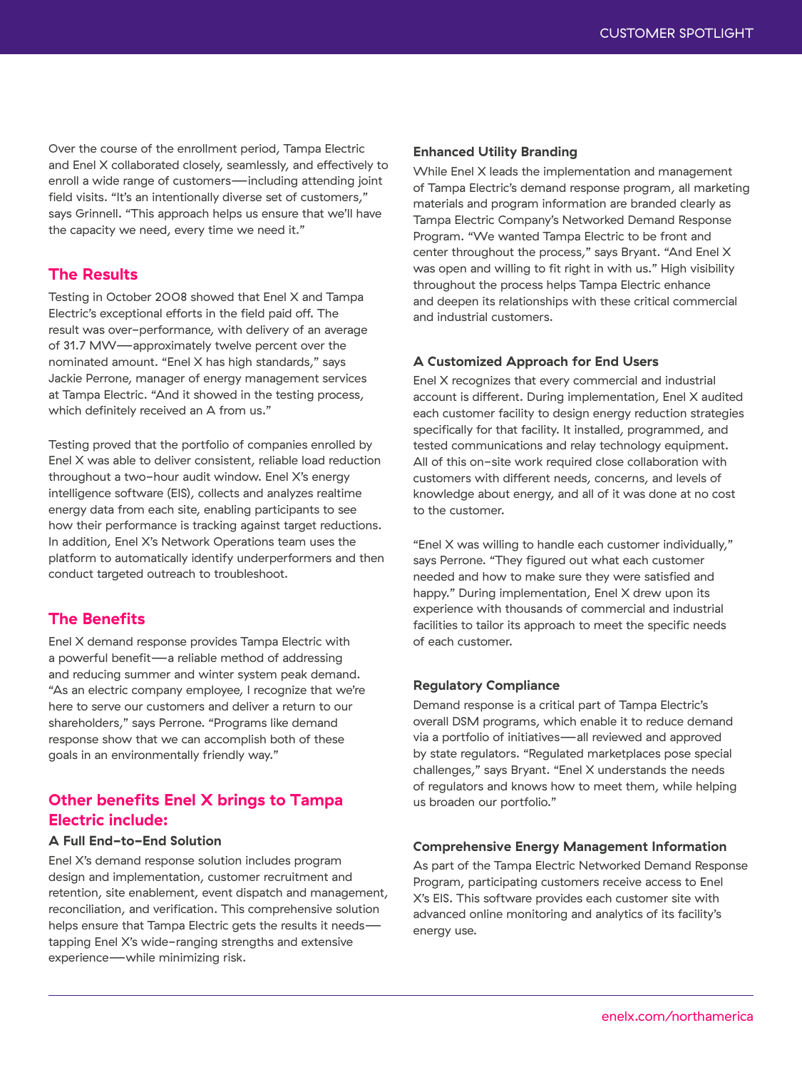Over the course of the enrollment period, Tampa Electric and Enel X collaborated closely, seamlessly, and effectively to enroll a wide range of customers—including attending joint field visits. "It's an intentionally diverse set of customers," says Grinnell. "This approach helps us ensure that we'll have the capacity we need, every time we need it."

## The Results

Testing in October 2008 showed that Enel X and Tampa Electric's exceptional efforts in the field paid off. The result was over-performance, with delivery of an average of 31.7 MW—approximately twelve percent over the nominated amount. "Enel X has high standards," says Jackie Perrone, manager of energy management services at Tampa Electric. "And it showed in the testing process, which definitely received an A from us."

Testing proved that the portfolio of companies enrolled by Enel X was able to deliver consistent, reliable load reduction throughout a two-hour audit window. Enel X's energy intelligence software (EIS), collects and analyzes realtime energy data from each site, enabling participants to see how their performance is tracking against target reductions. In addition, Enel X's Network Operations team uses the platform to automatically identify underperformers and then conduct targeted outreach to troubleshoot.

## The Benefits

Enel X demand response provides Tampa Electric with a powerful benefit—a reliable method of addressing and reducing summer and winter system peak demand. "As an electric company employee, I recognize that we're here to serve our customers and deliver a return to our shareholders," says Perrone. "Programs like demand response show that we can accomplish both of these goals in an environmentally friendly way."

## Other benefits Enel X brings to Tampa Electric include:

### A Full End-to-End Solution

Enel X's demand response solution includes program design and implementation, customer recruitment and retention, site enablement, event dispatch and management, reconciliation, and verification. This comprehensive solution helps ensure that Tampa Electric gets the results it needs—tapping Enel X's wide-ranging strengths and extensive experience—while minimizing risk.

### Enhanced Utility Branding

While Enel X leads the implementation and management of Tampa Electric's demand response program, all marketing materials and program information are branded clearly as Tampa Electric Company's Networked Demand Response Program. "We wanted Tampa Electric to be front and center throughout the process," says Bryant. "And Enel X was open and willing to fit right in with us." High visibility throughout the process helps Tampa Electric enhance and deepen its relationships with these critical commercial and industrial customers.

### A Customized Approach for End Users

Enel X recognizes that every commercial and industrial account is different. During implementation, Enel X audited each customer facility to design energy reduction strategies specifically for that facility. It installed, programmed, and tested communications and relay technology equipment. All of this on-site work required close collaboration with customers with different needs, concerns, and levels of knowledge about energy, and all of it was done at no cost to the customer.

"Enel X was willing to handle each customer individually," says Perrone. "They figured out what each customer needed and how to make sure they were satisfied and happy." During implementation, Enel X drew upon its experience with thousands of commercial and industrial facilities to tailor its approach to meet the specific needs of each customer.

### Regulatory Compliance

Demand response is a critical part of Tampa Electric's overall DSM programs, which enable it to reduce demand via a portfolio of initiatives—all reviewed and approved by state regulators. "Regulated marketplaces pose special challenges," says Bryant. "Enel X understands the needs of regulators and knows how to meet them, while helping us broaden our portfolio."

### Comprehensive Energy Management Information

As part of the Tampa Electric Networked Demand Response Program, participating customers receive access to Enel X's EIS. This software provides each customer site with advanced online monitoring and analytics of its facility's energy use.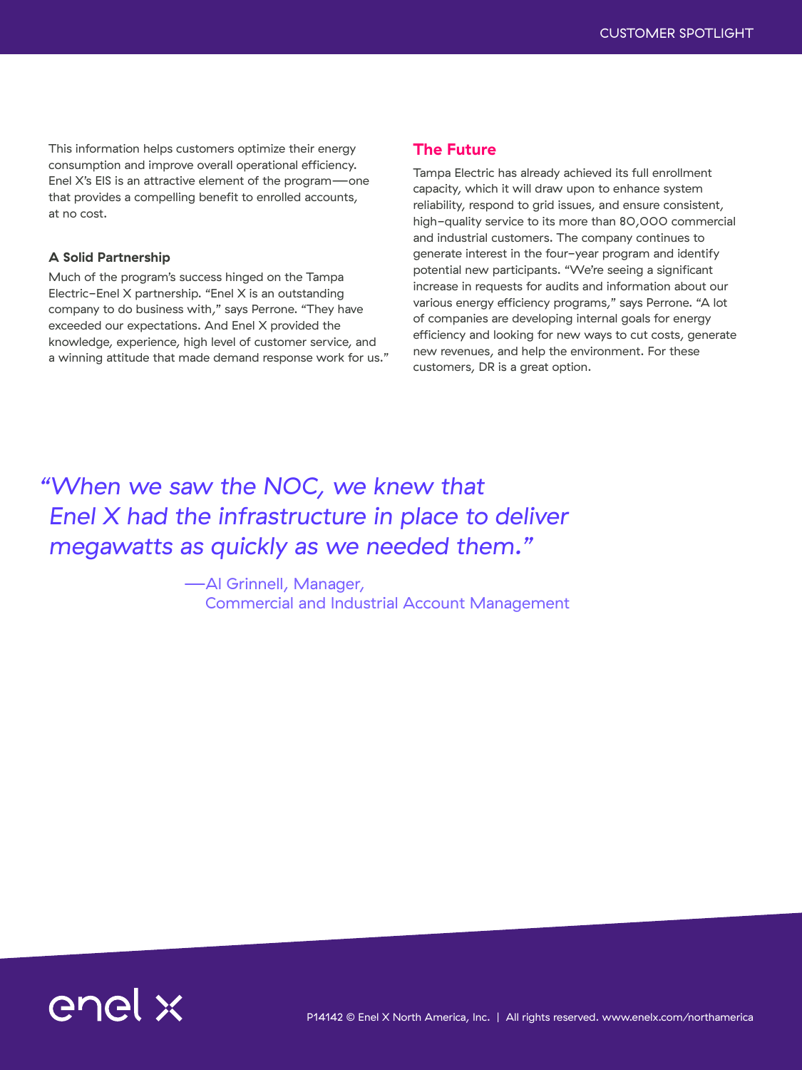This information helps customers optimize their energy consumption and improve overall operational efficiency. Enel X's EIS is an attractive element of the program—one that provides a compelling benefit to enrolled accounts, at no cost.

### A Solid Partnership

Much of the program's success hinged on the Tampa Electric–Enel X partnership. "Enel X is an outstanding company to do business with," says Perrone. "They have exceeded our expectations. And Enel X provided the knowledge, experience, high level of customer service, and a winning attitude that made demand response work for us."

## The Future

Tampa Electric has already achieved its full enrollment capacity, which it will draw upon to enhance system reliability, respond to grid issues, and ensure consistent, high-quality service to its more than 80,000 commercial and industrial customers. The company continues to generate interest in the four-year program and identify potential new participants. "We're seeing a significant increase in requests for audits and information about our various energy efficiency programs," says Perrone. "A lot of companies are developing internal goals for energy efficiency and looking for new ways to cut costs, generate new revenues, and help the environment. For these customers, DR is a great option.

> *"When we saw the NOC, we knew that Enel X had the infrastructure in place to deliver megawatts as quickly as we needed them."*
>
> —Al Grinnell, Manager, Commercial and Industrial Account Management

P14142 © Enel X North America, Inc. | All rights reserved. www.enelx.com/northamerica